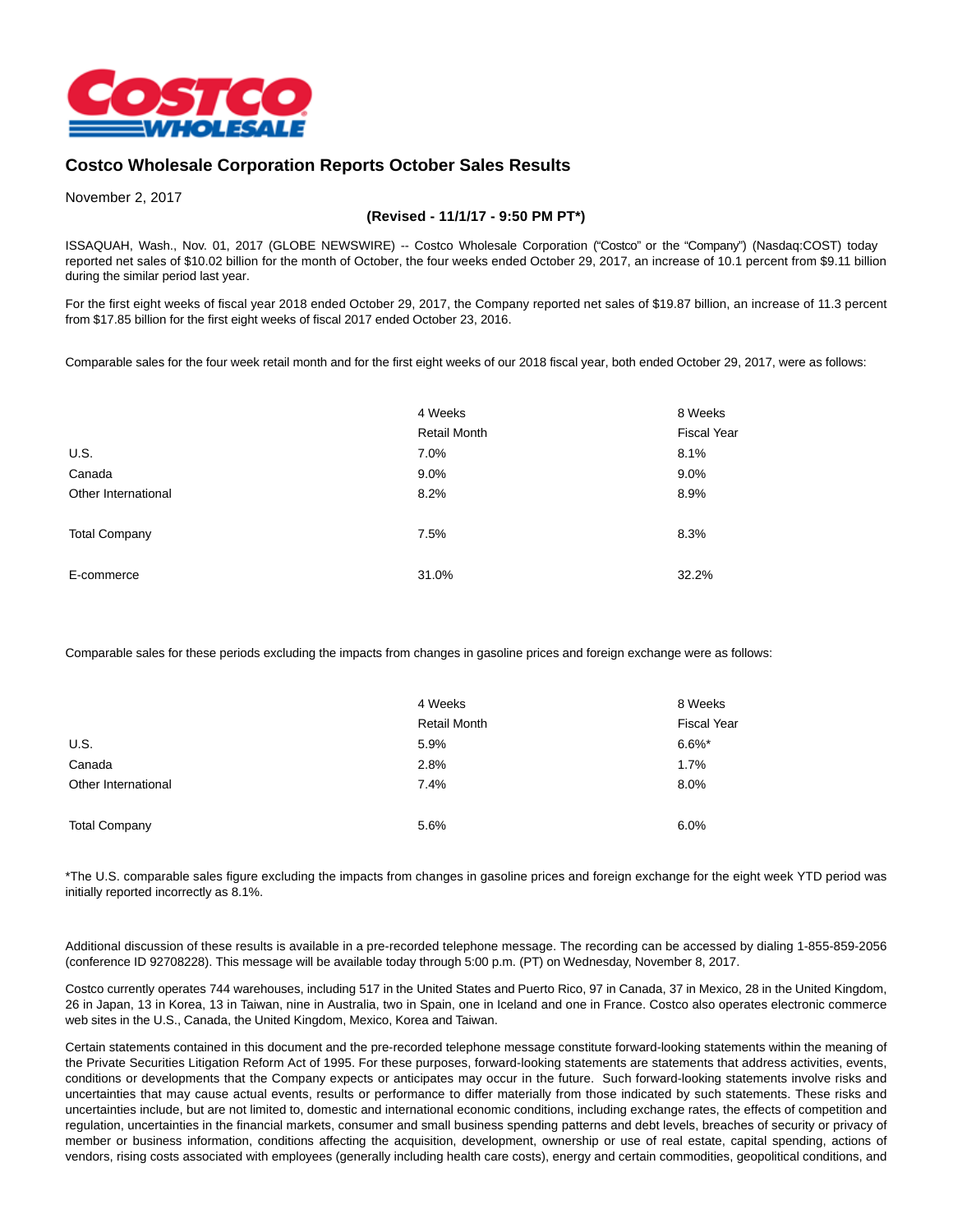# Costco Wholesale Corporation Reports October Sales Results

November 2, 2017

**(Revised - 11/1/17 - 9:50 PM PT*)**

ISSAQUAH, Wash., Nov. 01, 2017 (GLOBE NEWSWIRE) -- Costco Wholesale Corporation ("Costco" or the "Company") (Nasdaq:COST) today reported net sales of $10.02 billion for the month of October, the four weeks ended October 29, 2017, an increase of 10.1 percent from $9.11 billion during the similar period last year.

For the first eight weeks of fiscal year 2018 ended October 29, 2017, the Company reported net sales of $19.87 billion, an increase of 11.3 percent from $17.85 billion for the first eight weeks of fiscal 2017 ended October 23, 2016.

Comparable sales for the four week retail month and for the first eight weeks of our 2018 fiscal year, both ended October 29, 2017, were as follows:

| | 4 Weeks Retail Month | 8 Weeks Fiscal Year |
|---|---|---|
| U.S. | 7.0% | 8.1% |
| Canada | 9.0% | 9.0% |
| Other International | 8.2% | 8.9% |
| Total Company | 7.5% | 8.3% |
| E-commerce | 31.0% | 32.2% |

Comparable sales for these periods excluding the impacts from changes in gasoline prices and foreign exchange were as follows:

| | 4 Weeks Retail Month | 8 Weeks Fiscal Year |
|---|---|---|
| U.S. | 5.9% | 6.6%* |
| Canada | 2.8% | 1.7% |
| Other International | 7.4% | 8.0% |
| Total Company | 5.6% | 6.0% |

*The U.S. comparable sales figure excluding the impacts from changes in gasoline prices and foreign exchange for the eight week YTD period was initially reported incorrectly as 8.1%.

Additional discussion of these results is available in a pre-recorded telephone message. The recording can be accessed by dialing 1-855-859-2056 (conference ID 92708228). This message will be available today through 5:00 p.m. (PT) on Wednesday, November 8, 2017.

Costco currently operates 744 warehouses, including 517 in the United States and Puerto Rico, 97 in Canada, 37 in Mexico, 28 in the United Kingdom, 26 in Japan, 13 in Korea, 13 in Taiwan, nine in Australia, two in Spain, one in Iceland and one in France. Costco also operates electronic commerce web sites in the U.S., Canada, the United Kingdom, Mexico, Korea and Taiwan.

Certain statements contained in this document and the pre-recorded telephone message constitute forward-looking statements within the meaning of the Private Securities Litigation Reform Act of 1995. For these purposes, forward-looking statements are statements that address activities, events, conditions or developments that the Company expects or anticipates may occur in the future. Such forward-looking statements involve risks and uncertainties that may cause actual events, results or performance to differ materially from those indicated by such statements. These risks and uncertainties include, but are not limited to, domestic and international economic conditions, including exchange rates, the effects of competition and regulation, uncertainties in the financial markets, consumer and small business spending patterns and debt levels, breaches of security or privacy of member or business information, conditions affecting the acquisition, development, ownership or use of real estate, capital spending, actions of vendors, rising costs associated with employees (generally including health care costs), energy and certain commodities, geopolitical conditions, and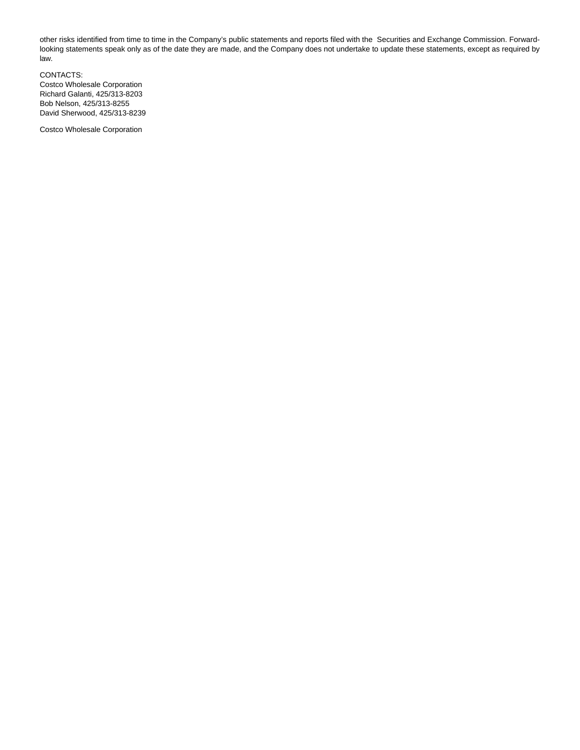other risks identified from time to time in the Company's public statements and reports filed with the Securities and Exchange Commission. Forward-looking statements speak only as of the date they are made, and the Company does not undertake to update these statements, except as required by law.

CONTACTS:
Costco Wholesale Corporation
Richard Galanti, 425/313-8203
Bob Nelson, 425/313-8255
David Sherwood, 425/313-8239

Costco Wholesale Corporation